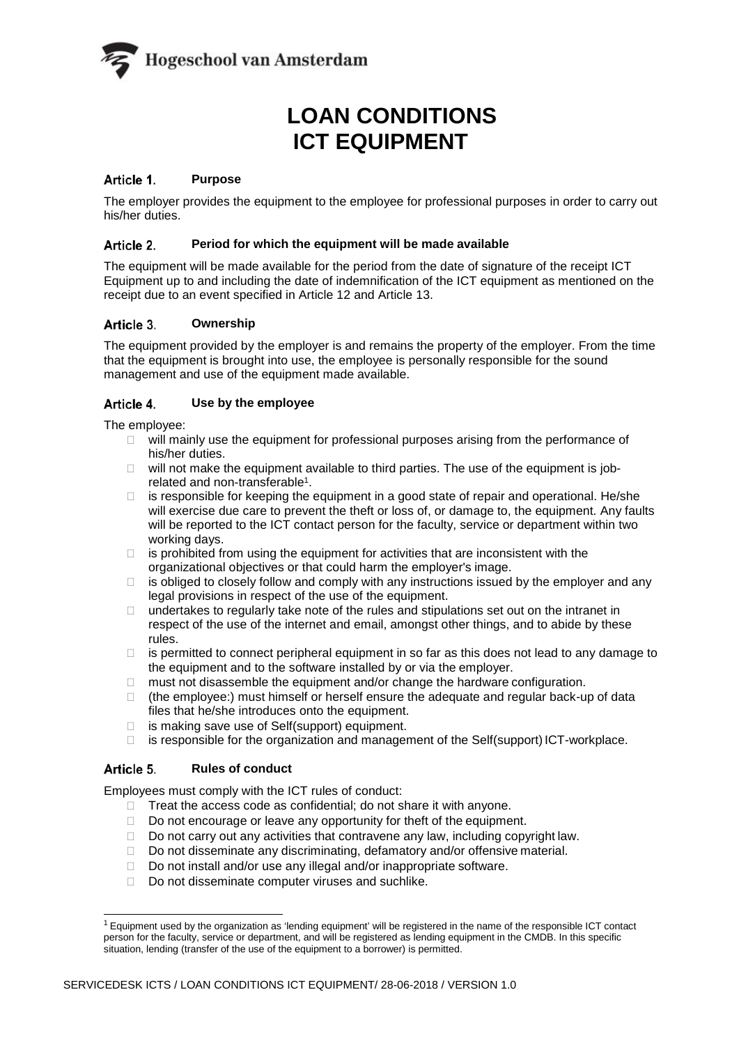Hogeschool van Amsterdam

# LOAN CONDITIONS ICT EQUIPMENT

## Article 1. Purpose

The employer provides the equipment to the employee for professional purposes in order to carry out his/her duties.

## Article 2. Period for which the equipment will be made available

The equipment will be made available for the period from the date of signature of the receipt ICT Equipment up to and including the date of indemnification of the ICT equipment as mentioned on the receipt due to an event specified in Article 12 and Article 13.

## Article 3. Ownership

The equipment provided by the employer is and remains the property of the employer. From the time that the equipment is brought into use, the employee is personally responsible for the sound management and use of the equipment made available.

## Article 4. Use by the employee

The employee:

- will mainly use the equipment for professional purposes arising from the performance of his/her duties.
- will not make the equipment available to third parties. The use of the equipment is job-related and non-transferable[1].
- is responsible for keeping the equipment in a good state of repair and operational. He/she will exercise due care to prevent the theft or loss of, or damage to, the equipment. Any faults will be reported to the ICT contact person for the faculty, service or department within two working days.
- is prohibited from using the equipment for activities that are inconsistent with the organizational objectives or that could harm the employer's image.
- is obliged to closely follow and comply with any instructions issued by the employer and any legal provisions in respect of the use of the equipment.
- undertakes to regularly take note of the rules and stipulations set out on the intranet in respect of the use of the internet and email, amongst other things, and to abide by these rules.
- is permitted to connect peripheral equipment in so far as this does not lead to any damage to the equipment and to the software installed by or via the employer.
- must not disassemble the equipment and/or change the hardware configuration.
- (the employee:) must himself or herself ensure the adequate and regular back-up of data files that he/she introduces onto the equipment.
- is making save use of Self(support) equipment.
- is responsible for the organization and management of the Self(support) ICT-workplace.

## Article 5. Rules of conduct

Employees must comply with the ICT rules of conduct:

- Treat the access code as confidential; do not share it with anyone.
- Do not encourage or leave any opportunity for theft of the equipment.
- Do not carry out any activities that contravene any law, including copyright law.
- Do not disseminate any discriminating, defamatory and/or offensive material.
- Do not install and/or use any illegal and/or inappropriate software.
- Do not disseminate computer viruses and suchlike.

---

[1] Equipment used by the organization as 'lending equipment' will be registered in the name of the responsible ICT contact person for the faculty, service or department, and will be registered as lending equipment in the CMDB. In this specific situation, lending (transfer of the use of the equipment to a borrower) is permitted.

SERVICEDESK ICTS / LOAN CONDITIONS ICT EQUIPMENT/ 28-06-2018 / VERSION 1.0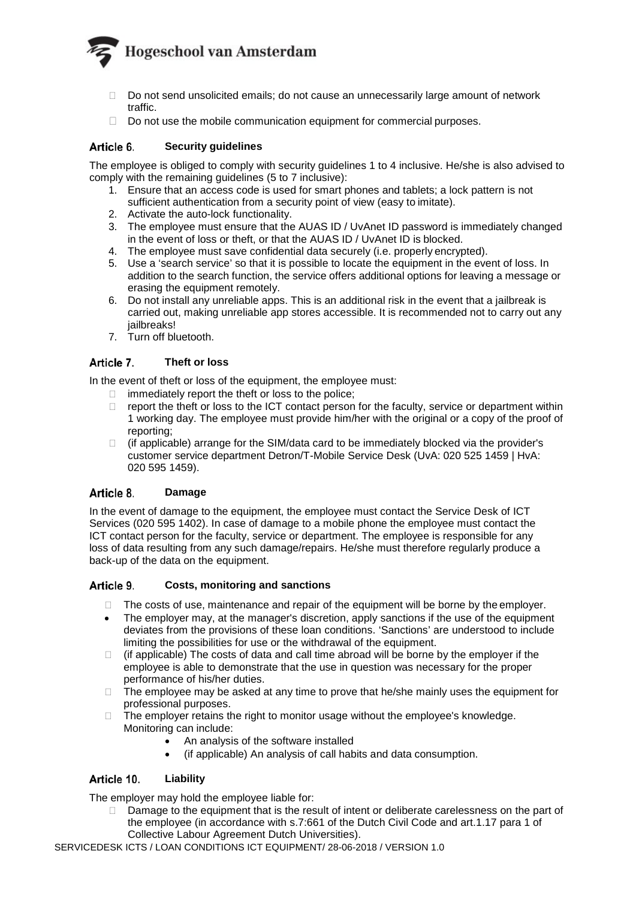- Do not send unsolicited emails; do not cause an unnecessarily large amount of network traffic.
- Do not use the mobile communication equipment for commercial purposes.

## Article 6. Security guidelines

The employee is obliged to comply with security guidelines 1 to 4 inclusive. He/she is also advised to comply with the remaining guidelines (5 to 7 inclusive):

1. Ensure that an access code is used for smart phones and tablets; a lock pattern is not sufficient authentication from a security point of view (easy to imitate).
2. Activate the auto-lock functionality.
3. The employee must ensure that the AUAS ID / UvAnet ID password is immediately changed in the event of loss or theft, or that the AUAS ID / UvAnet ID is blocked.
4. The employee must save confidential data securely (i.e. properly encrypted).
5. Use a 'search service' so that it is possible to locate the equipment in the event of loss. In addition to the search function, the service offers additional options for leaving a message or erasing the equipment remotely.
6. Do not install any unreliable apps. This is an additional risk in the event that a jailbreak is carried out, making unreliable app stores accessible. It is recommended not to carry out any jailbreaks!
7. Turn off bluetooth.

## Article 7. Theft or loss

In the event of theft or loss of the equipment, the employee must:

- immediately report the theft or loss to the police;
- report the theft or loss to the ICT contact person for the faculty, service or department within 1 working day. The employee must provide him/her with the original or a copy of the proof of reporting;
- (if applicable) arrange for the SIM/data card to be immediately blocked via the provider's customer service department Detron/T-Mobile Service Desk (UvA: 020 525 1459 | HvA: 020 595 1459).

## Article 8. Damage

In the event of damage to the equipment, the employee must contact the Service Desk of ICT Services (020 595 1402). In case of damage to a mobile phone the employee must contact the ICT contact person for the faculty, service or department. The employee is responsible for any loss of data resulting from any such damage/repairs. He/she must therefore regularly produce a back-up of the data on the equipment.

## Article 9. Costs, monitoring and sanctions

- The costs of use, maintenance and repair of the equipment will be borne by the employer.
- The employer may, at the manager's discretion, apply sanctions if the use of the equipment deviates from the provisions of these loan conditions. 'Sanctions' are understood to include limiting the possibilities for use or the withdrawal of the equipment.
- (if applicable) The costs of data and call time abroad will be borne by the employer if the employee is able to demonstrate that the use in question was necessary for the proper performance of his/her duties.
- The employee may be asked at any time to prove that he/she mainly uses the equipment for professional purposes.
- The employer retains the right to monitor usage without the employee's knowledge. Monitoring can include:
  - An analysis of the software installed
  - (if applicable) An analysis of call habits and data consumption.

## Article 10. Liability

The employer may hold the employee liable for:

- Damage to the equipment that is the result of intent or deliberate carelessness on the part of the employee (in accordance with s.7:661 of the Dutch Civil Code and art.1.17 para 1 of Collective Labour Agreement Dutch Universities).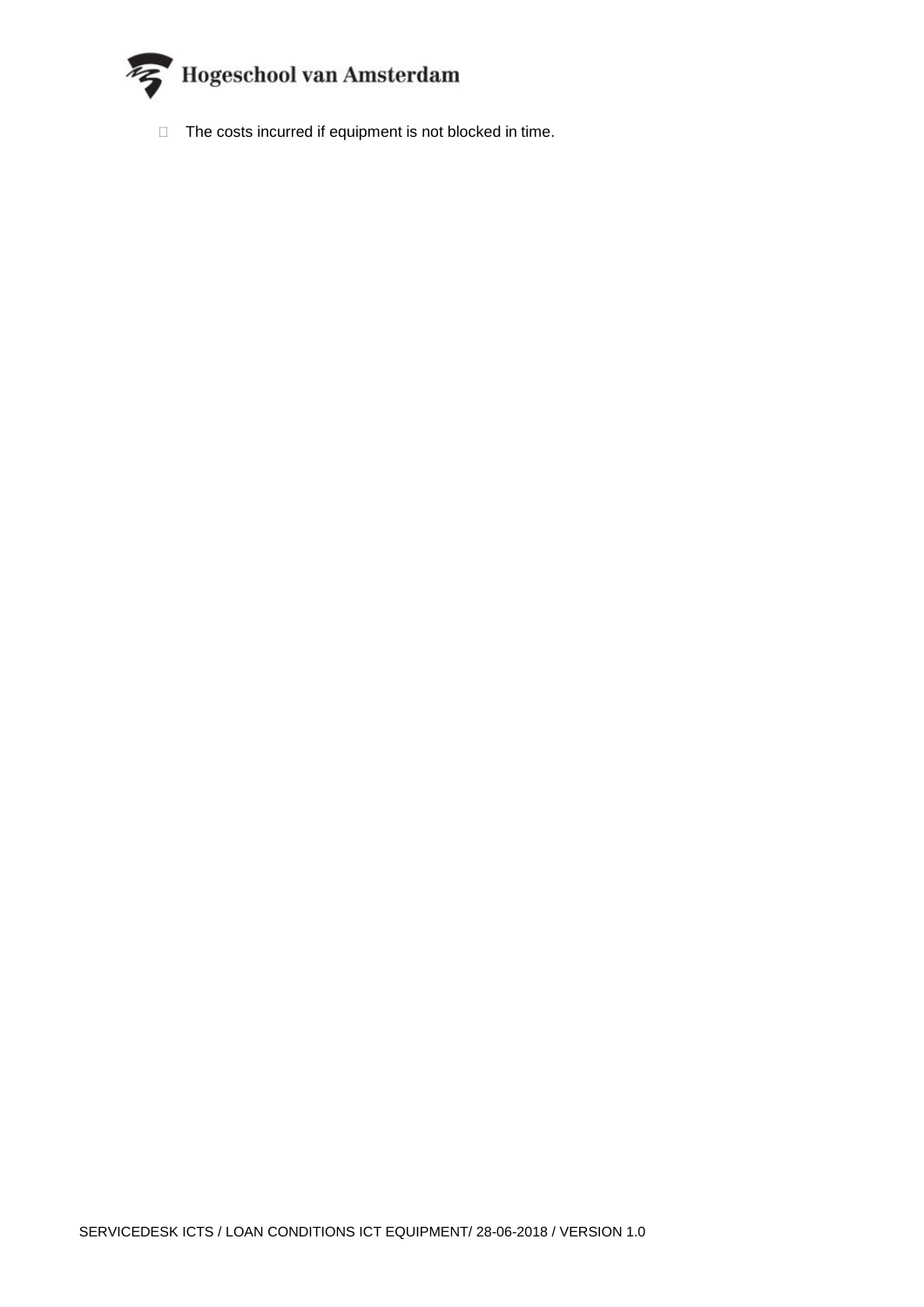- The costs incurred if equipment is not blocked in time.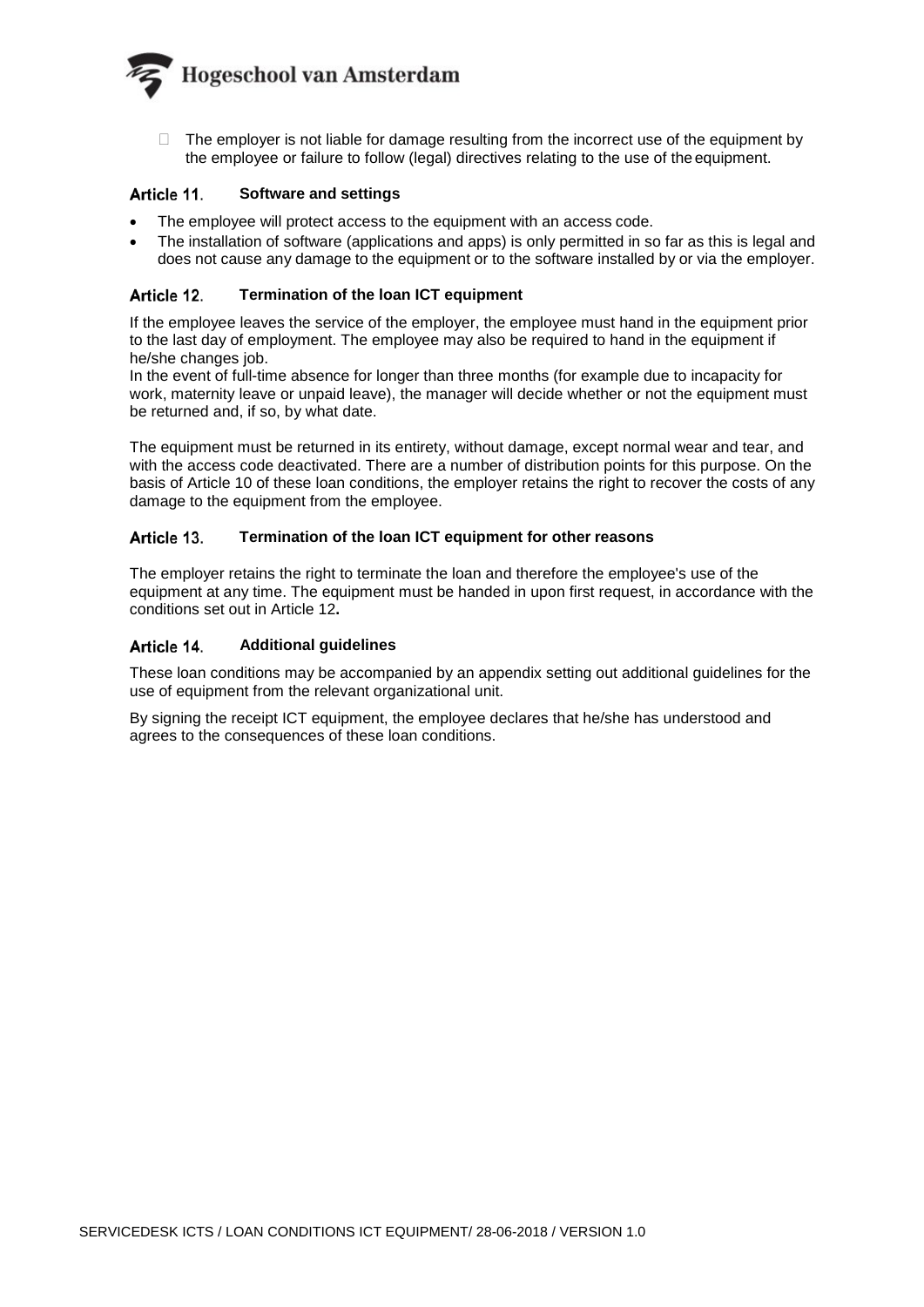- The employer is not liable for damage resulting from the incorrect use of the equipment by the employee or failure to follow (legal) directives relating to the use of the equipment.

## Article 11. Software and settings

- The employee will protect access to the equipment with an access code.
- The installation of software (applications and apps) is only permitted in so far as this is legal and does not cause any damage to the equipment or to the software installed by or via the employer.

## Article 12. Termination of the loan ICT equipment

If the employee leaves the service of the employer, the employee must hand in the equipment prior to the last day of employment. The employee may also be required to hand in the equipment if he/she changes job.
In the event of full-time absence for longer than three months (for example due to incapacity for work, maternity leave or unpaid leave), the manager will decide whether or not the equipment must be returned and, if so, by what date.

The equipment must be returned in its entirety, without damage, except normal wear and tear, and with the access code deactivated. There are a number of distribution points for this purpose. On the basis of Article 10 of these loan conditions, the employer retains the right to recover the costs of any damage to the equipment from the employee.

## Article 13. Termination of the loan ICT equipment for other reasons

The employer retains the right to terminate the loan and therefore the employee's use of the equipment at any time. The equipment must be handed in upon first request, in accordance with the conditions set out in Article 12**.**

## Article 14. Additional guidelines

These loan conditions may be accompanied by an appendix setting out additional guidelines for the use of equipment from the relevant organizational unit.

By signing the receipt ICT equipment, the employee declares that he/she has understood and agrees to the consequences of these loan conditions.